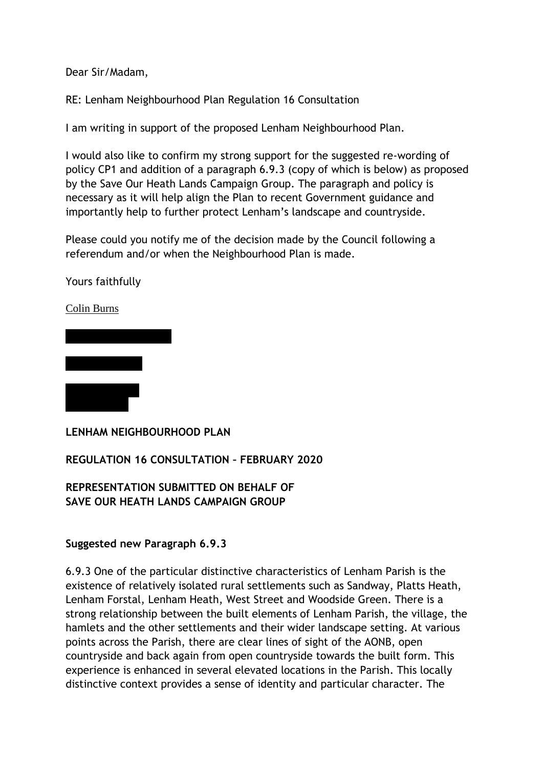Dear Sir/Madam,

RE: Lenham Neighbourhood Plan Regulation 16 Consultation

I am writing in support of the proposed Lenham Neighbourhood Plan.

I would also like to confirm my strong support for the suggested re-wording of policy CP1 and addition of a paragraph 6.9.3 (copy of which is below) as proposed by the Save Our Heath Lands Campaign Group. The paragraph and policy is necessary as it will help align the Plan to recent Government guidance and importantly help to further protect Lenham's landscape and countryside.

Please could you notify me of the decision made by the Council following a referendum and/or when the Neighbourhood Plan is made.

Yours faithfully

Colin Burns

**LENHAM NEIGHBOURHOOD PLAN**

**REGULATION 16 CONSULTATION – FEBRUARY 2020**

**REPRESENTATION SUBMITTED ON BEHALF OF SAVE OUR HEATH LANDS CAMPAIGN GROUP**

**Suggested new Paragraph 6.9.3**

6.9.3 One of the particular distinctive characteristics of Lenham Parish is the existence of relatively isolated rural settlements such as Sandway, Platts Heath, Lenham Forstal, Lenham Heath, West Street and Woodside Green. There is a strong relationship between the built elements of Lenham Parish, the village, the hamlets and the other settlements and their wider landscape setting. At various points across the Parish, there are clear lines of sight of the AONB, open countryside and back again from open countryside towards the built form. This experience is enhanced in several elevated locations in the Parish. This locally distinctive context provides a sense of identity and particular character. The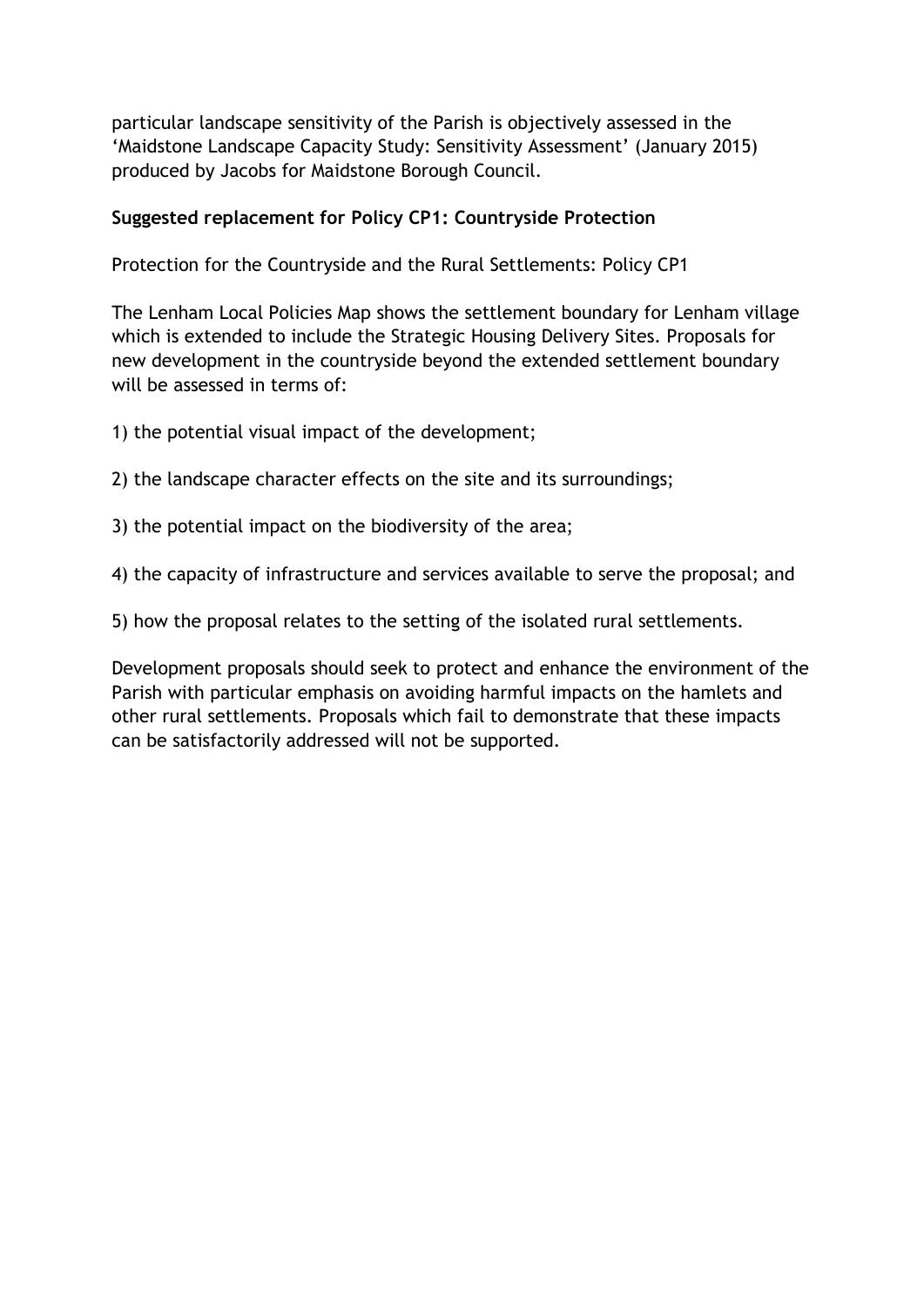particular landscape sensitivity of the Parish is objectively assessed in the 'Maidstone Landscape Capacity Study: Sensitivity Assessment' (January 2015) produced by Jacobs for Maidstone Borough Council.

**Suggested replacement for Policy CP1: Countryside Protection**

Protection for the Countryside and the Rural Settlements: Policy CP1

The Lenham Local Policies Map shows the settlement boundary for Lenham village which is extended to include the Strategic Housing Delivery Sites. Proposals for new development in the countryside beyond the extended settlement boundary will be assessed in terms of:

1) the potential visual impact of the development;

2) the landscape character effects on the site and its surroundings;

3) the potential impact on the biodiversity of the area;

4) the capacity of infrastructure and services available to serve the proposal; and

5) how the proposal relates to the setting of the isolated rural settlements.

Development proposals should seek to protect and enhance the environment of the Parish with particular emphasis on avoiding harmful impacts on the hamlets and other rural settlements. Proposals which fail to demonstrate that these impacts can be satisfactorily addressed will not be supported.